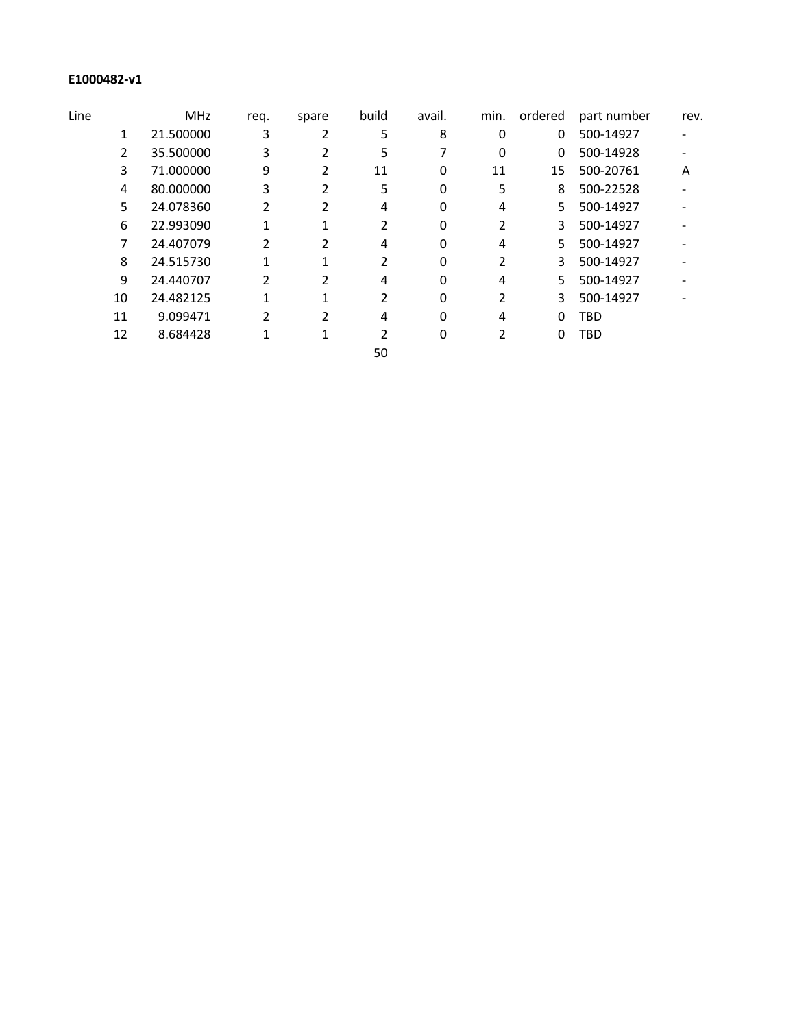**E1000482-v1**

| Line | MHz | req. | spare | build | avail. | min. | ordered | part number | rev. |
|---|---|---|---|---|---|---|---|---|---|
| 1 | 21.500000 | 3 | 2 | 5 | 8 | 0 | 0 | 500-14927 | - |
| 2 | 35.500000 | 3 | 2 | 5 | 7 | 0 | 0 | 500-14928 | - |
| 3 | 71.000000 | 9 | 2 | 11 | 0 | 11 | 15 | 500-20761 | A |
| 4 | 80.000000 | 3 | 2 | 5 | 0 | 5 | 8 | 500-22528 | - |
| 5 | 24.078360 | 2 | 2 | 4 | 0 | 4 | 5 | 500-14927 | - |
| 6 | 22.993090 | 1 | 1 | 2 | 0 | 2 | 3 | 500-14927 | - |
| 7 | 24.407079 | 2 | 2 | 4 | 0 | 4 | 5 | 500-14927 | - |
| 8 | 24.515730 | 1 | 1 | 2 | 0 | 2 | 3 | 500-14927 | - |
| 9 | 24.440707 | 2 | 2 | 4 | 0 | 4 | 5 | 500-14927 | - |
| 10 | 24.482125 | 1 | 1 | 2 | 0 | 2 | 3 | 500-14927 | - |
| 11 | 9.099471 | 2 | 2 | 4 | 0 | 4 | 0 | TBD | |
| 12 | 8.684428 | 1 | 1 | 2 | 0 | 2 | 0 | TBD | |
| | | | | 50 | | | | | |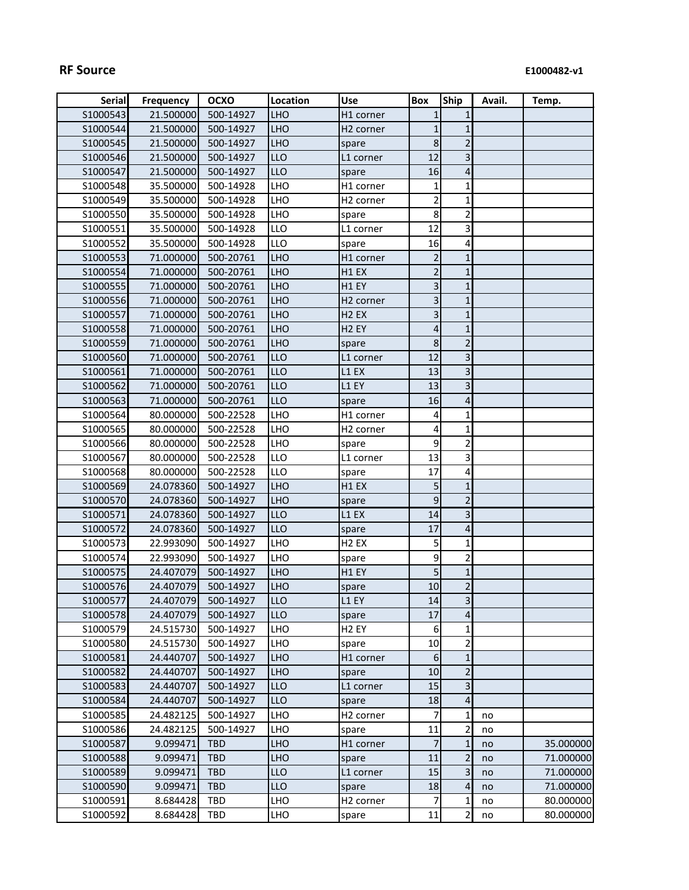**RF Source** E1000482-v1

| Serial | Frequency | OCXO | Location | Use | Box | Ship | Avail. | Temp. |
|---|---|---|---|---|---|---|---|---|
| S1000543 | 21.500000 | 500-14927 | LHO | H1 corner | 1 | 1 | | |
| S1000544 | 21.500000 | 500-14927 | LHO | H2 corner | 1 | 1 | | |
| S1000545 | 21.500000 | 500-14927 | LHO | spare | 8 | 2 | | |
| S1000546 | 21.500000 | 500-14927 | LLO | L1 corner | 12 | 3 | | |
| S1000547 | 21.500000 | 500-14927 | LLO | spare | 16 | 4 | | |
| S1000548 | 35.500000 | 500-14928 | LHO | H1 corner | 1 | 1 | | |
| S1000549 | 35.500000 | 500-14928 | LHO | H2 corner | 2 | 1 | | |
| S1000550 | 35.500000 | 500-14928 | LHO | spare | 8 | 2 | | |
| S1000551 | 35.500000 | 500-14928 | LLO | L1 corner | 12 | 3 | | |
| S1000552 | 35.500000 | 500-14928 | LLO | spare | 16 | 4 | | |
| S1000553 | 71.000000 | 500-20761 | LHO | H1 corner | 2 | 1 | | |
| S1000554 | 71.000000 | 500-20761 | LHO | H1 EX | 2 | 1 | | |
| S1000555 | 71.000000 | 500-20761 | LHO | H1 EY | 3 | 1 | | |
| S1000556 | 71.000000 | 500-20761 | LHO | H2 corner | 3 | 1 | | |
| S1000557 | 71.000000 | 500-20761 | LHO | H2 EX | 3 | 1 | | |
| S1000558 | 71.000000 | 500-20761 | LHO | H2 EY | 4 | 1 | | |
| S1000559 | 71.000000 | 500-20761 | LHO | spare | 8 | 2 | | |
| S1000560 | 71.000000 | 500-20761 | LLO | L1 corner | 12 | 3 | | |
| S1000561 | 71.000000 | 500-20761 | LLO | L1 EX | 13 | 3 | | |
| S1000562 | 71.000000 | 500-20761 | LLO | L1 EY | 13 | 3 | | |
| S1000563 | 71.000000 | 500-20761 | LLO | spare | 16 | 4 | | |
| S1000564 | 80.000000 | 500-22528 | LHO | H1 corner | 4 | 1 | | |
| S1000565 | 80.000000 | 500-22528 | LHO | H2 corner | 4 | 1 | | |
| S1000566 | 80.000000 | 500-22528 | LHO | spare | 9 | 2 | | |
| S1000567 | 80.000000 | 500-22528 | LLO | L1 corner | 13 | 3 | | |
| S1000568 | 80.000000 | 500-22528 | LLO | spare | 17 | 4 | | |
| S1000569 | 24.078360 | 500-14927 | LHO | H1 EX | 5 | 1 | | |
| S1000570 | 24.078360 | 500-14927 | LHO | spare | 9 | 2 | | |
| S1000571 | 24.078360 | 500-14927 | LLO | L1 EX | 14 | 3 | | |
| S1000572 | 24.078360 | 500-14927 | LLO | spare | 17 | 4 | | |
| S1000573 | 22.993090 | 500-14927 | LHO | H2 EX | 5 | 1 | | |
| S1000574 | 22.993090 | 500-14927 | LHO | spare | 9 | 2 | | |
| S1000575 | 24.407079 | 500-14927 | LHO | H1 EY | 5 | 1 | | |
| S1000576 | 24.407079 | 500-14927 | LHO | spare | 10 | 2 | | |
| S1000577 | 24.407079 | 500-14927 | LLO | L1 EY | 14 | 3 | | |
| S1000578 | 24.407079 | 500-14927 | LLO | spare | 17 | 4 | | |
| S1000579 | 24.515730 | 500-14927 | LHO | H2 EY | 6 | 1 | | |
| S1000580 | 24.515730 | 500-14927 | LHO | spare | 10 | 2 | | |
| S1000581 | 24.440707 | 500-14927 | LHO | H1 corner | 6 | 1 | | |
| S1000582 | 24.440707 | 500-14927 | LHO | spare | 10 | 2 | | |
| S1000583 | 24.440707 | 500-14927 | LLO | L1 corner | 15 | 3 | | |
| S1000584 | 24.440707 | 500-14927 | LLO | spare | 18 | 4 | | |
| S1000585 | 24.482125 | 500-14927 | LHO | H2 corner | 7 | 1 | no | |
| S1000586 | 24.482125 | 500-14927 | LHO | spare | 11 | 2 | no | |
| S1000587 | 9.099471 | TBD | LHO | H1 corner | 7 | 1 | no | 35.000000 |
| S1000588 | 9.099471 | TBD | LHO | spare | 11 | 2 | no | 71.000000 |
| S1000589 | 9.099471 | TBD | LLO | L1 corner | 15 | 3 | no | 71.000000 |
| S1000590 | 9.099471 | TBD | LLO | spare | 18 | 4 | no | 71.000000 |
| S1000591 | 8.684428 | TBD | LHO | H2 corner | 7 | 1 | no | 80.000000 |
| S1000592 | 8.684428 | TBD | LHO | spare | 11 | 2 | no | 80.000000 |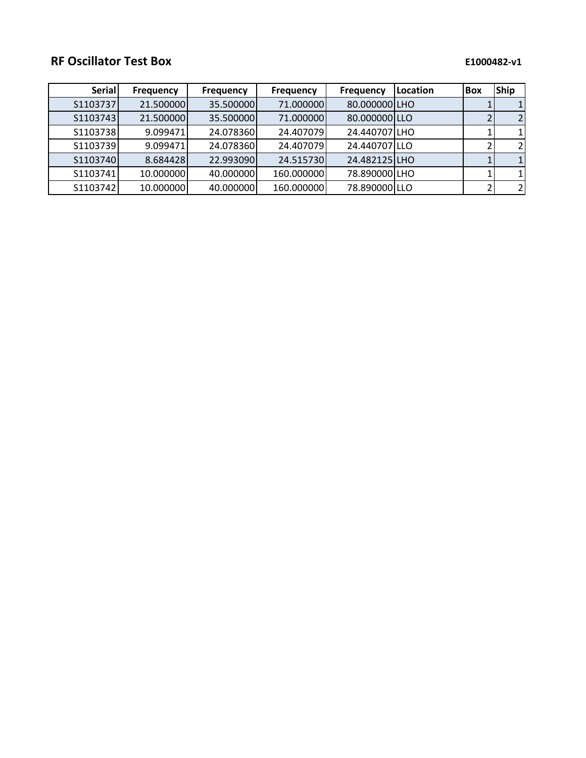**RF Oscillator Test Box** **E1000482-v1**

| Serial | Frequency | Frequency | Frequency | Frequency | Location | Box | Ship |
|---|---|---|---|---|---|---|---|
| S1103737 | 21.500000 | 35.500000 | 71.000000 | 80.000000 | LHO | 1 | 1 |
| S1103743 | 21.500000 | 35.500000 | 71.000000 | 80.000000 | LLO | 2 | 2 |
| S1103738 | 9.099471 | 24.078360 | 24.407079 | 24.440707 | LHO | 1 | 1 |
| S1103739 | 9.099471 | 24.078360 | 24.407079 | 24.440707 | LLO | 2 | 2 |
| S1103740 | 8.684428 | 22.993090 | 24.515730 | 24.482125 | LHO | 1 | 1 |
| S1103741 | 10.000000 | 40.000000 | 160.000000 | 78.890000 | LHO | 1 | 1 |
| S1103742 | 10.000000 | 40.000000 | 160.000000 | 78.890000 | LLO | 2 | 2 |